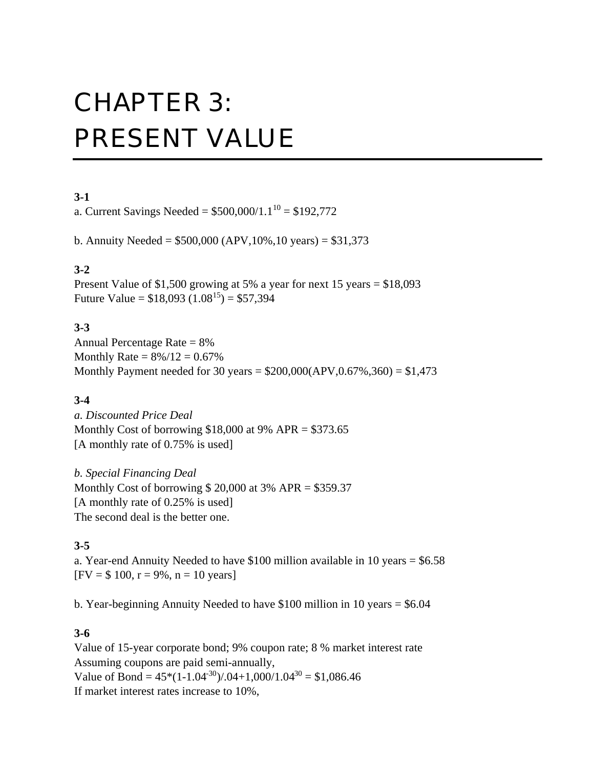# CHAPTER 3: PRESENT VALUE

**3-1**

a. Current Savings Needed = $500,000/1.1^{10}$ = $192,772

b. Annuity Needed = $500,000 (APV,10%,10 years) = $31,373

**3-2**

Present Value of $1,500 growing at 5% a year for next 15 years = $18,093
Future Value = $18,093 ($1.08^{15}$) = $57,394

**3-3**

Annual Percentage Rate = 8%
Monthly Rate = 8%/12 = 0.67%
Monthly Payment needed for 30 years = $200,000(APV,0.67%,360) = $1,473

**3-4**

*a. Discounted Price Deal*
Monthly Cost of borrowing $18,000 at 9% APR = $373.65
[A monthly rate of 0.75% is used]

*b. Special Financing Deal*
Monthly Cost of borrowing $ 20,000 at 3% APR = $359.37
[A monthly rate of 0.25% is used]
The second deal is the better one.

**3-5**

a. Year-end Annuity Needed to have $100 million available in 10 years = $6.58
[FV = $ 100, r = 9%, n = 10 years]

b. Year-beginning Annuity Needed to have $100 million in 10 years = $6.04

**3-6**

Value of 15-year corporate bond; 9% coupon rate; 8 % market interest rate
Assuming coupons are paid semi-annually,
Value of Bond = $45*(1-1.04^{-30})/.04+1,000/1.04^{30}$ = $1,086.46
If market interest rates increase to 10%,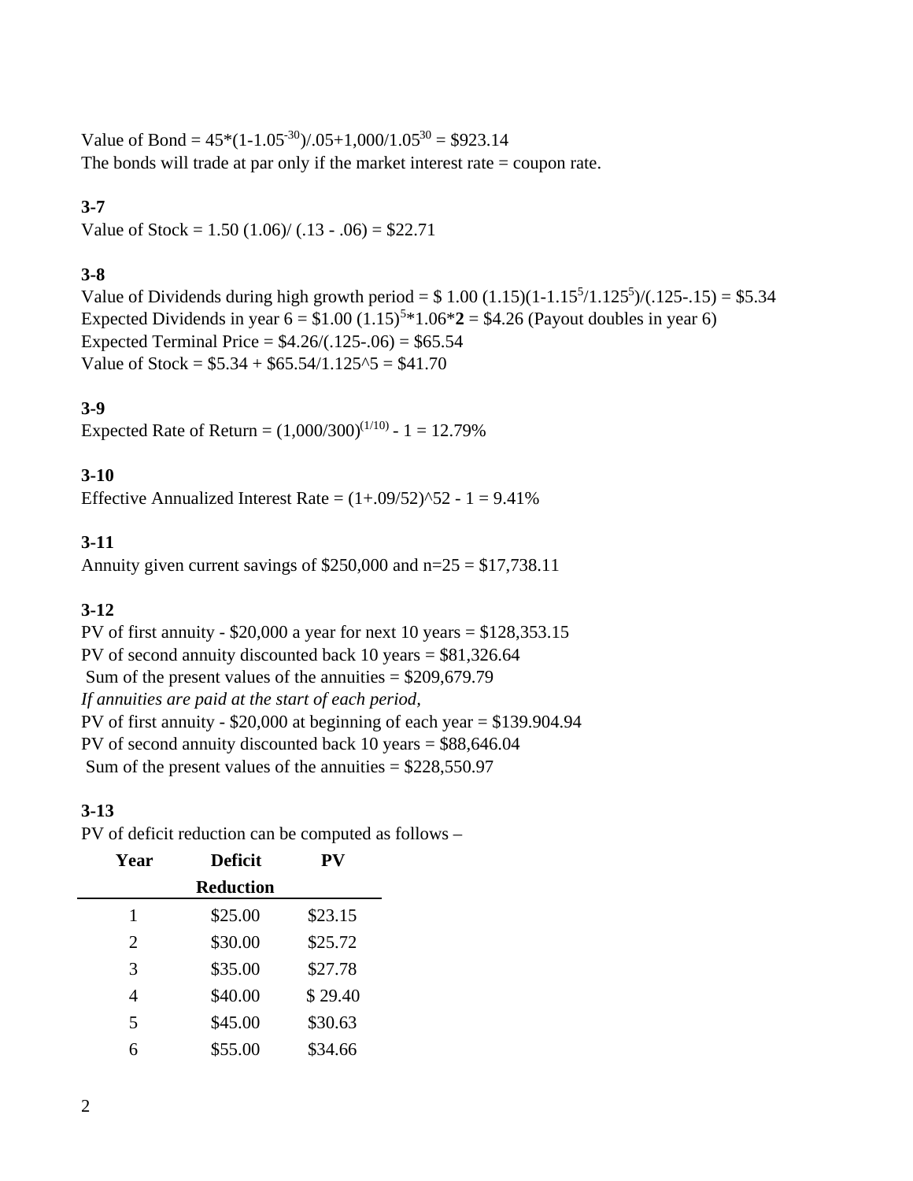Value of Bond = $45*(1-1.05^{-30})/.05+1{,}000/1.05^{30}$ = $923.14

The bonds will trade at par only if the market interest rate = coupon rate.

**3-7**

Value of Stock = 1.50 (1.06)/ (.13 - .06) = $22.71

**3-8**

Value of Dividends during high growth period = $ 1.00 $(1.15)(1-1.15^5/1.125^5)/(.125-.15)$ = $5.34

Expected Dividends in year 6 = $1.00 $(1.15)^5*1.06*$**2** = $4.26 (Payout doubles in year 6)

Expected Terminal Price = $4.26/(.125-.06) = $65.54

Value of Stock = $5.34 + $65.54/1.125^5 = $41.70

**3-9**

Expected Rate of Return = $(1{,}000/300)^{(1/10)} - 1$ = 12.79%

**3-10**

Effective Annualized Interest Rate = (1+.09/52)^52 - 1 = 9.41%

**3-11**

Annuity given current savings of $250,000 and n=25 = $17,738.11

**3-12**

PV of first annuity - $20,000 a year for next 10 years = $128,353.15

PV of second annuity discounted back 10 years = $81,326.64

Sum of the present values of the annuities = $209,679.79

*If annuities are paid at the start of each period,*

PV of first annuity - $20,000 at beginning of each year = $139.904.94

PV of second annuity discounted back 10 years = $88,646.04

Sum of the present values of the annuities = $228,550.97

**3-13**

PV of deficit reduction can be computed as follows –

| Year | Deficit Reduction | PV |
|---|---|---|
| 1 | $25.00 | $23.15 |
| 2 | $30.00 | $25.72 |
| 3 | $35.00 | $27.78 |
| 4 | $40.00 | $ 29.40 |
| 5 | $45.00 | $30.63 |
| 6 | $55.00 | $34.66 |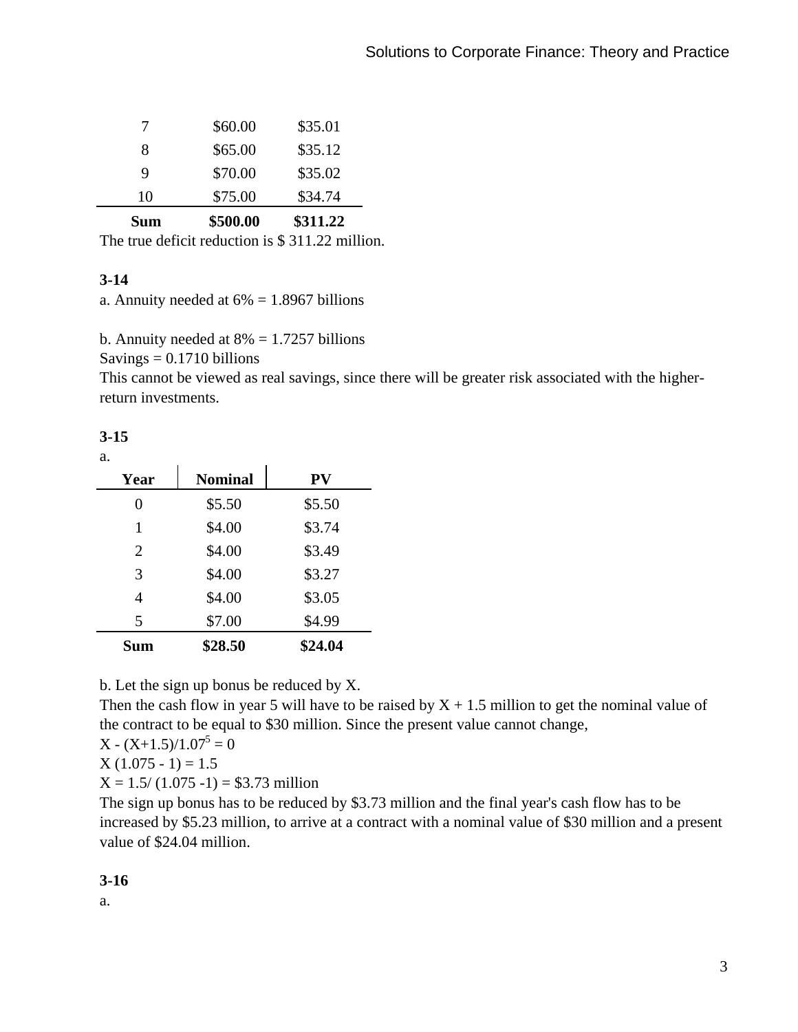| | | |
|---|---|---|
| 7 | \$60.00 | \$35.01 |
| 8 | \$65.00 | \$35.12 |
| 9 | \$70.00 | \$35.02 |
| 10 | \$75.00 | \$34.74 |
| **Sum** | **\$500.00** | **\$311.22** |

The true deficit reduction is \$ 311.22 million.

**3-14**

a. Annuity needed at 6% = 1.8967 billions

b. Annuity needed at 8% = 1.7257 billions

Savings = 0.1710 billions

This cannot be viewed as real savings, since there will be greater risk associated with the higher-return investments.

**3-15**

a.

| Year | Nominal | PV |
|---|---|---|
| 0 | \$5.50 | \$5.50 |
| 1 | \$4.00 | \$3.74 |
| 2 | \$4.00 | \$3.49 |
| 3 | \$4.00 | \$3.27 |
| 4 | \$4.00 | \$3.05 |
| 5 | \$7.00 | \$4.99 |
| **Sum** | **\$28.50** | **\$24.04** |

b. Let the sign up bonus be reduced by X.

Then the cash flow in year 5 will have to be raised by X + 1.5 million to get the nominal value of the contract to be equal to \$30 million. Since the present value cannot change,

$X - (X+1.5)/1.07^5 = 0$

$X\ (1.075 - 1) = 1.5$

$X = 1.5/\ (1.075 - 1) = \$3.73$ million

The sign up bonus has to be reduced by \$3.73 million and the final year's cash flow has to be increased by \$5.23 million, to arrive at a contract with a nominal value of \$30 million and a present value of \$24.04 million.

**3-16**

a.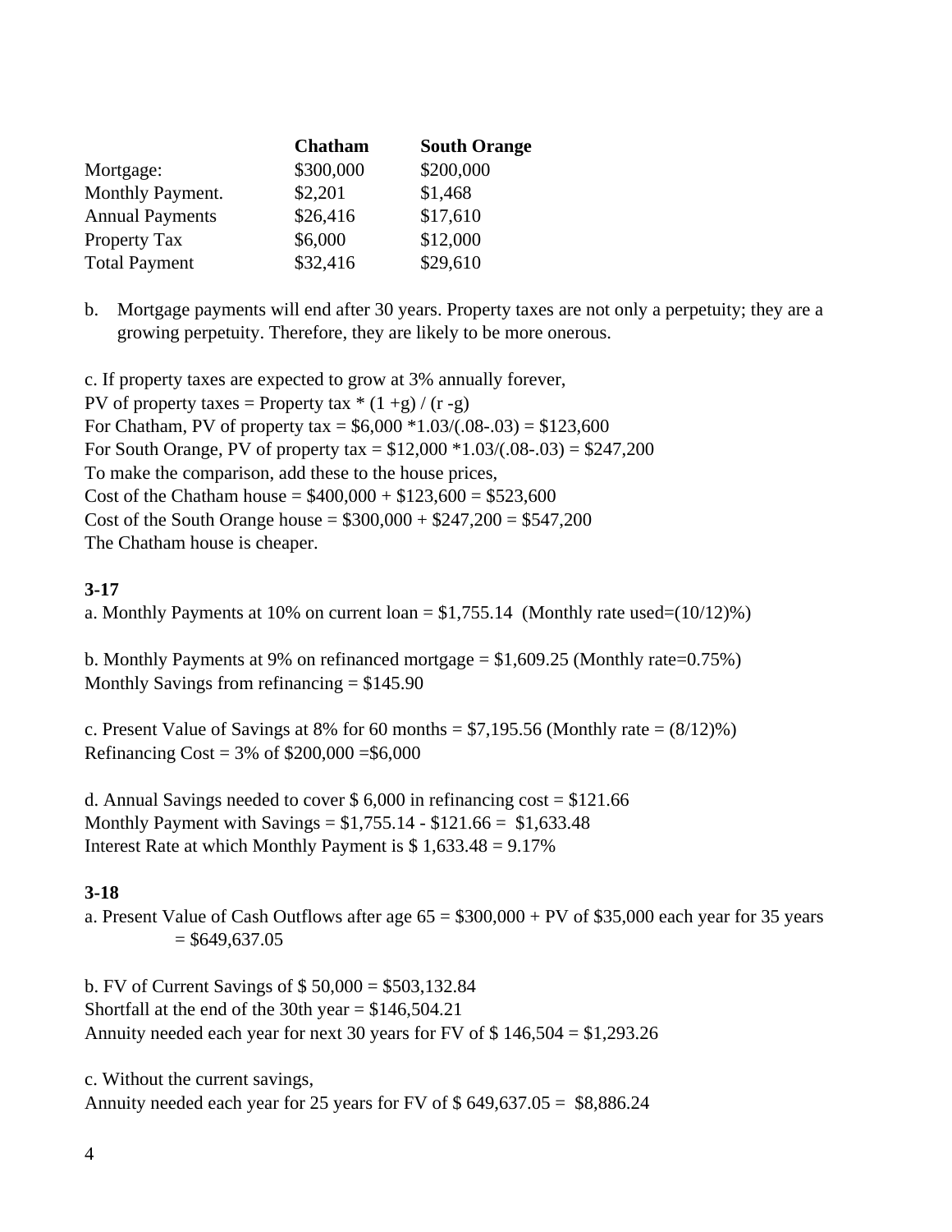| | **Chatham** | **South Orange** |
|---|---|---|
| Mortgage: | \$300,000 | \$200,000 |
| Monthly Payment. | \$2,201 | \$1,468 |
| Annual Payments | \$26,416 | \$17,610 |
| Property Tax | \$6,000 | \$12,000 |
| Total Payment | \$32,416 | \$29,610 |

b. Mortgage payments will end after 30 years. Property taxes are not only a perpetuity; they are a growing perpetuity. Therefore, they are likely to be more onerous.

c. If property taxes are expected to grow at 3% annually forever,
PV of property taxes = Property tax * (1 +g) / (r -g)
For Chatham, PV of property tax = \$6,000 *1.03/(.08-.03) = \$123,600
For South Orange, PV of property tax = \$12,000 *1.03/(.08-.03) = \$247,200
To make the comparison, add these to the house prices,
Cost of the Chatham house = \$400,000 + \$123,600 = \$523,600
Cost of the South Orange house = \$300,000 + \$247,200 = \$547,200
The Chatham house is cheaper.

**3-17**

a. Monthly Payments at 10% on current loan = \$1,755.14 (Monthly rate used=(10/12)%)

b. Monthly Payments at 9% on refinanced mortgage = \$1,609.25 (Monthly rate=0.75%)
Monthly Savings from refinancing = \$145.90

c. Present Value of Savings at 8% for 60 months = \$7,195.56 (Monthly rate = (8/12)%)
Refinancing Cost = 3% of \$200,000 =\$6,000

d. Annual Savings needed to cover \$ 6,000 in refinancing cost = \$121.66
Monthly Payment with Savings = \$1,755.14 - \$121.66 = \$1,633.48
Interest Rate at which Monthly Payment is \$ 1,633.48 = 9.17%

**3-18**

a. Present Value of Cash Outflows after age 65 = \$300,000 + PV of \$35,000 each year for 35 years
= \$649,637.05

b. FV of Current Savings of \$ 50,000 = \$503,132.84
Shortfall at the end of the 30th year = \$146,504.21
Annuity needed each year for next 30 years for FV of \$ 146,504 = \$1,293.26

c. Without the current savings,
Annuity needed each year for 25 years for FV of \$ 649,637.05 = \$8,886.24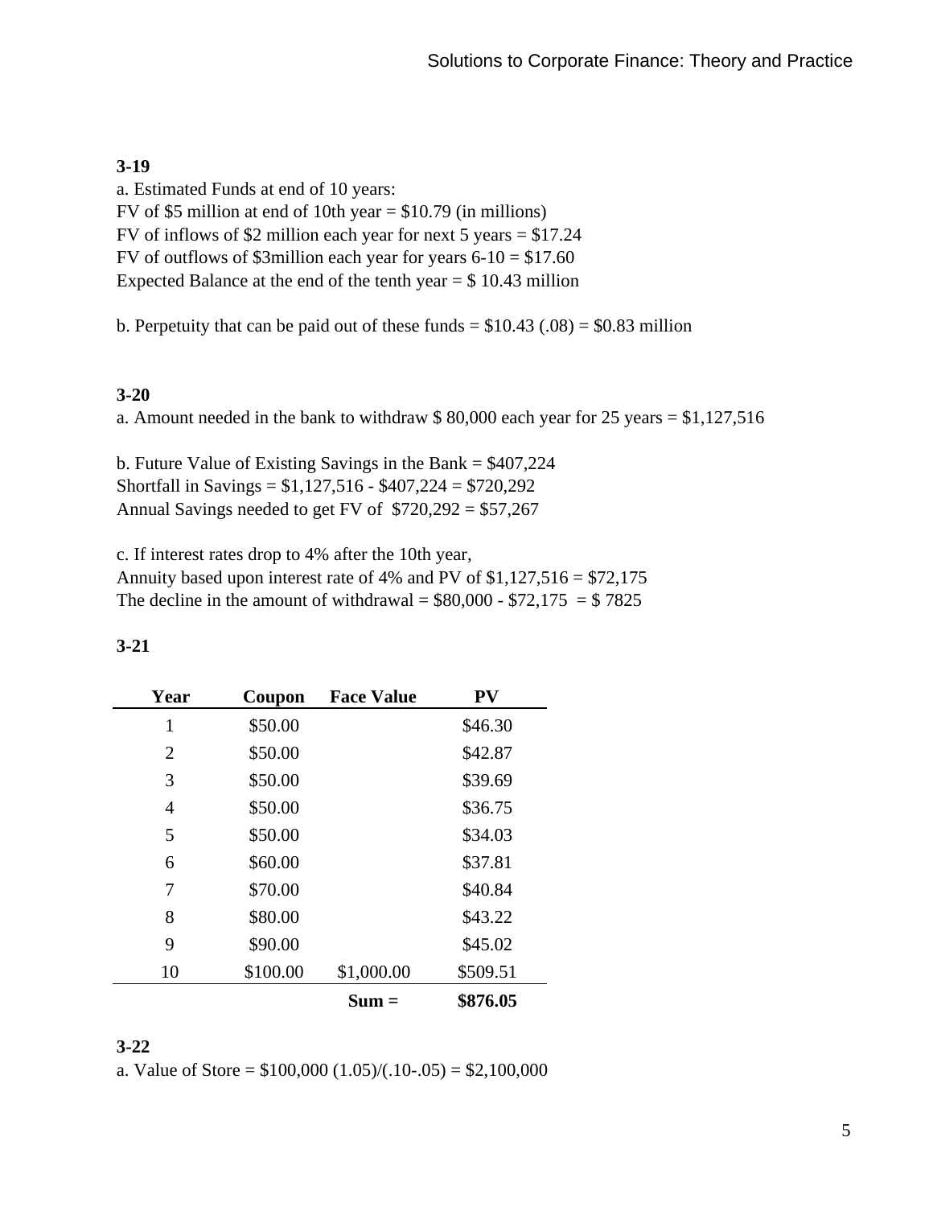**3-19**

a. Estimated Funds at end of 10 years:
FV of \$5 million at end of 10th year = \$10.79 (in millions)
FV of inflows of \$2 million each year for next 5 years = \$17.24
FV of outflows of \$3million each year for years 6-10 = \$17.60
Expected Balance at the end of the tenth year = \$ 10.43 million

b. Perpetuity that can be paid out of these funds = \$10.43 (.08) = \$0.83 million

**3-20**

a. Amount needed in the bank to withdraw \$ 80,000 each year for 25 years = \$1,127,516

b. Future Value of Existing Savings in the Bank = \$407,224
Shortfall in Savings = \$1,127,516 - \$407,224 = \$720,292
Annual Savings needed to get FV of  \$720,292 = \$57,267

c. If interest rates drop to 4% after the 10th year,
Annuity based upon interest rate of 4% and PV of \$1,127,516 = \$72,175
The decline in the amount of withdrawal = \$80,000 - \$72,175  = \$ 7825

**3-21**

| Year | Coupon | Face Value | PV |
|---|---|---|---|
| 1 | \$50.00 | | \$46.30 |
| 2 | \$50.00 | | \$42.87 |
| 3 | \$50.00 | | \$39.69 |
| 4 | \$50.00 | | \$36.75 |
| 5 | \$50.00 | | \$34.03 |
| 6 | \$60.00 | | \$37.81 |
| 7 | \$70.00 | | \$40.84 |
| 8 | \$80.00 | | \$43.22 |
| 9 | \$90.00 | | \$45.02 |
| 10 | \$100.00 | \$1,000.00 | \$509.51 |
| | | **Sum =** | **\$876.05** |

**3-22**

a. Value of Store = \$100,000 (1.05)/(.10-.05) = \$2,100,000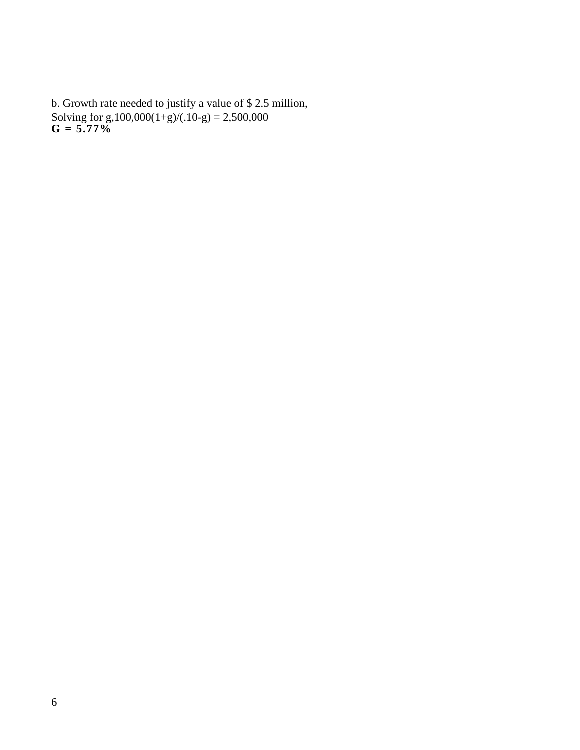b. Growth rate needed to justify a value of $ 2.5 million,

Solving for g, $100{,}000(1+g)/(.10-g) = 2{,}500{,}000$

**G = 5.77%**